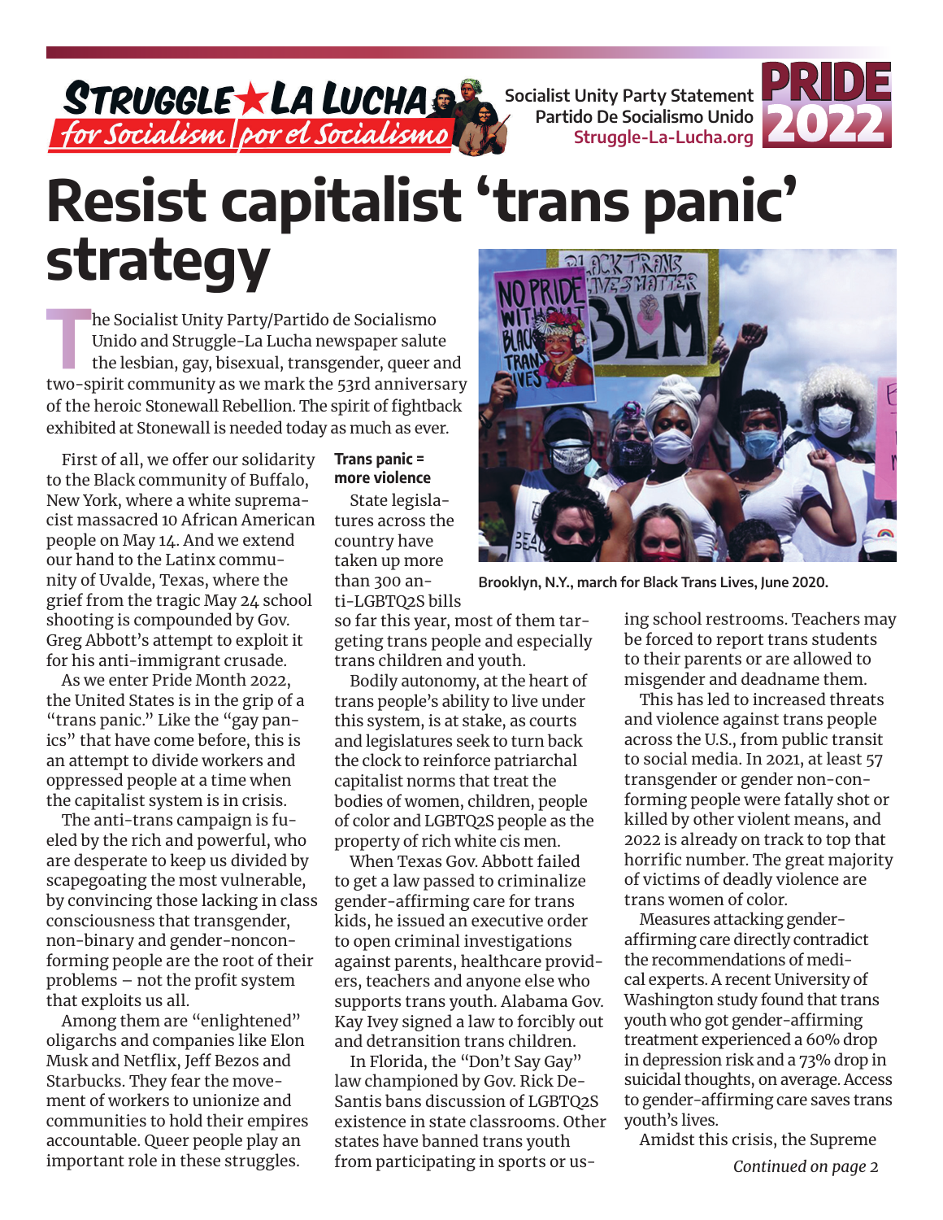Struggle ★ La Lucha for Socialism | por el Socialismo

Socialist Unity Party Statement
Partido De Socialismo Unido
Struggle-La-Lucha.org

PRIDE 2022

# Resist capitalist 'trans panic' strategy

The Socialist Unity Party/Partido de Socialismo Unido and Struggle-La Lucha newspaper salute the lesbian, gay, bisexual, transgender, queer and two-spirit community as we mark the 53rd anniversary of the heroic Stonewall Rebellion. The spirit of fightback exhibited at Stonewall is needed today as much as ever.

First of all, we offer our solidarity to the Black community of Buffalo, New York, where a white supremacist massacred 10 African American people on May 14. And we extend our hand to the Latinx community of Uvalde, Texas, where the grief from the tragic May 24 school shooting is compounded by Gov. Greg Abbott's attempt to exploit it for his anti-immigrant crusade.

As we enter Pride Month 2022, the United States is in the grip of a "trans panic." Like the "gay panics" that have come before, this is an attempt to divide workers and oppressed people at a time when the capitalist system is in crisis.

The anti-trans campaign is fueled by the rich and powerful, who are desperate to keep us divided by scapegoating the most vulnerable, by convincing those lacking in class consciousness that transgender, non-binary and gender-nonconforming people are the root of their problems – not the profit system that exploits us all.

Among them are "enlightened" oligarchs and companies like Elon Musk and Netflix, Jeff Bezos and Starbucks. They fear the movement of workers to unionize and communities to hold their empires accountable. Queer people play an important role in these struggles.

**Trans panic = more violence**

State legislatures across the country have taken up more than 300 anti-LGBTQ2S bills so far this year, most of them targeting trans people and especially trans children and youth.

Bodily autonomy, at the heart of trans people's ability to live under this system, is at stake, as courts and legislatures seek to turn back the clock to reinforce patriarchal capitalist norms that treat the bodies of women, children, people of color and LGBTQ2S people as the property of rich white cis men.

When Texas Gov. Abbott failed to get a law passed to criminalize gender-affirming care for trans kids, he issued an executive order to open criminal investigations against parents, healthcare providers, teachers and anyone else who supports trans youth. Alabama Gov. Kay Ivey signed a law to forcibly out and detransition trans children.

In Florida, the "Don't Say Gay" law championed by Gov. Rick DeSantis bans discussion of LGBTQ2S existence in state classrooms. Other states have banned trans youth from participating in sports or using school restrooms. Teachers may be forced to report trans students to their parents or are allowed to misgender and deadname them.

Brooklyn, N.Y., march for Black Trans Lives, June 2020.

This has led to increased threats and violence against trans people across the U.S., from public transit to social media. In 2021, at least 57 transgender or gender non-conforming people were fatally shot or killed by other violent means, and 2022 is already on track to top that horrific number. The great majority of victims of deadly violence are trans women of color.

Measures attacking gender-affirming care directly contradict the recommendations of medical experts. A recent University of Washington study found that trans youth who got gender-affirming treatment experienced a 60% drop in depression risk and a 73% drop in suicidal thoughts, on average. Access to gender-affirming care saves trans youth's lives.

Amidst this crisis, the Supreme

*Continued on page 2*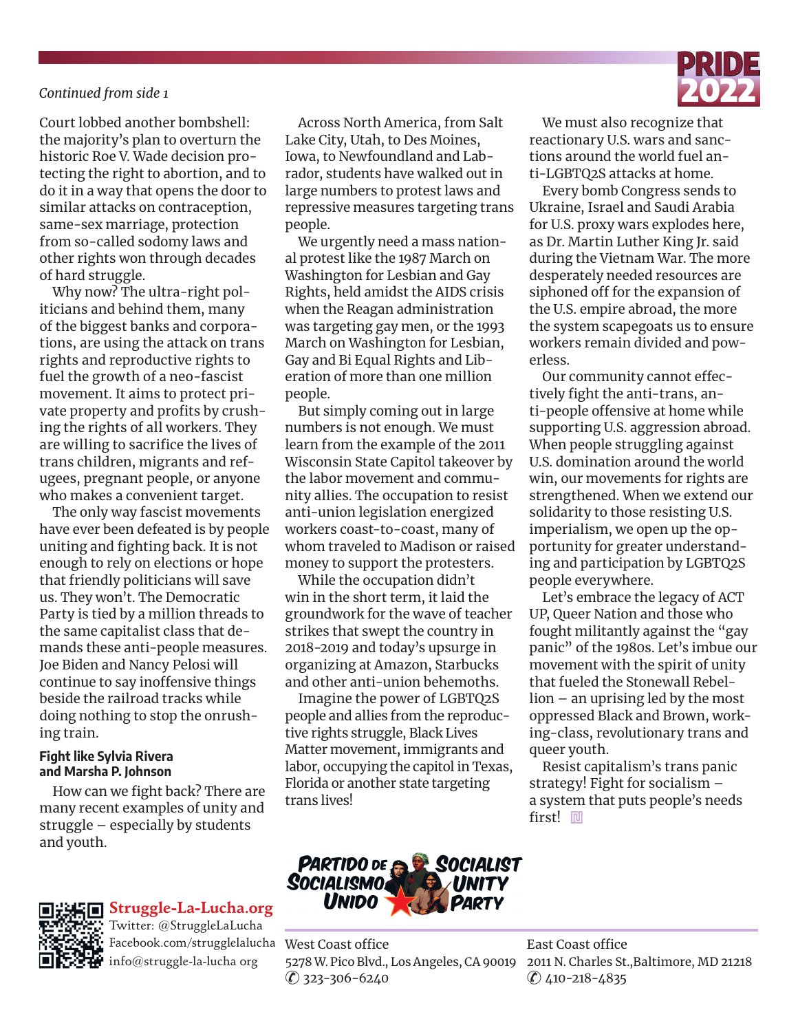*Continued from side 1*

Court lobbed another bombshell: the majority's plan to overturn the historic Roe V. Wade decision protecting the right to abortion, and to do it in a way that opens the door to similar attacks on contraception, same-sex marriage, protection from so-called sodomy laws and other rights won through decades of hard struggle.

Why now? The ultra-right politicians and behind them, many of the biggest banks and corporations, are using the attack on trans rights and reproductive rights to fuel the growth of a neo-fascist movement. It aims to protect private property and profits by crushing the rights of all workers. They are willing to sacrifice the lives of trans children, migrants and refugees, pregnant people, or anyone who makes a convenient target.

The only way fascist movements have ever been defeated is by people uniting and fighting back. It is not enough to rely on elections or hope that friendly politicians will save us. They won't. The Democratic Party is tied by a million threads to the same capitalist class that demands these anti-people measures. Joe Biden and Nancy Pelosi will continue to say inoffensive things beside the railroad tracks while doing nothing to stop the onrushing train.

**Fight like Sylvia Rivera and Marsha P. Johnson**

How can we fight back? There are many recent examples of unity and struggle – especially by students and youth.

Across North America, from Salt Lake City, Utah, to Des Moines, Iowa, to Newfoundland and Labrador, students have walked out in large numbers to protest laws and repressive measures targeting trans people.

We urgently need a mass national protest like the 1987 March on Washington for Lesbian and Gay Rights, held amidst the AIDS crisis when the Reagan administration was targeting gay men, or the 1993 March on Washington for Lesbian, Gay and Bi Equal Rights and Liberation of more than one million people.

But simply coming out in large numbers is not enough. We must learn from the example of the 2011 Wisconsin State Capitol takeover by the labor movement and community allies. The occupation to resist anti-union legislation energized workers coast-to-coast, many of whom traveled to Madison or raised money to support the protesters.

While the occupation didn't win in the short term, it laid the groundwork for the wave of teacher strikes that swept the country in 2018-2019 and today's upsurge in organizing at Amazon, Starbucks and other anti-union behemoths.

Imagine the power of LGBTQ2S people and allies from the reproductive rights struggle, Black Lives Matter movement, immigrants and labor, occupying the capitol in Texas, Florida or another state targeting trans lives!

We must also recognize that reactionary U.S. wars and sanctions around the world fuel anti-LGBTQ2S attacks at home.

Every bomb Congress sends to Ukraine, Israel and Saudi Arabia for U.S. proxy wars explodes here, as Dr. Martin Luther King Jr. said during the Vietnam War. The more desperately needed resources are siphoned off for the expansion of the U.S. empire abroad, the more the system scapegoats us to ensure workers remain divided and powerless.

Our community cannot effectively fight the anti-trans, anti-people offensive at home while supporting U.S. aggression abroad. When people struggling against U.S. domination around the world win, our movements for rights are strengthened. When we extend our solidarity to those resisting U.S. imperialism, we open up the opportunity for greater understanding and participation by LGBTQ2S people everywhere.

Let's embrace the legacy of ACT UP, Queer Nation and those who fought militantly against the "gay panic" of the 1980s. Let's imbue our movement with the spirit of unity that fueled the Stonewall Rebellion – an uprising led by the most oppressed Black and Brown, working-class, revolutionary trans and queer youth.

Resist capitalism's trans panic strategy! Fight for socialism – a system that puts people's needs first!

**Struggle-La-Lucha.org**
Twitter: @StruggleLaLucha
Facebook.com/strugglelalucha
info@struggle-la-lucha org

**Partido de Socialismo Unido** / **Socialist Unity Party**

West Coast office
5278 W. Pico Blvd., Los Angeles, CA 90019
✆ 323-306-6240

East Coast office
2011 N. Charles St.,Baltimore, MD 21218
✆ 410-218-4835